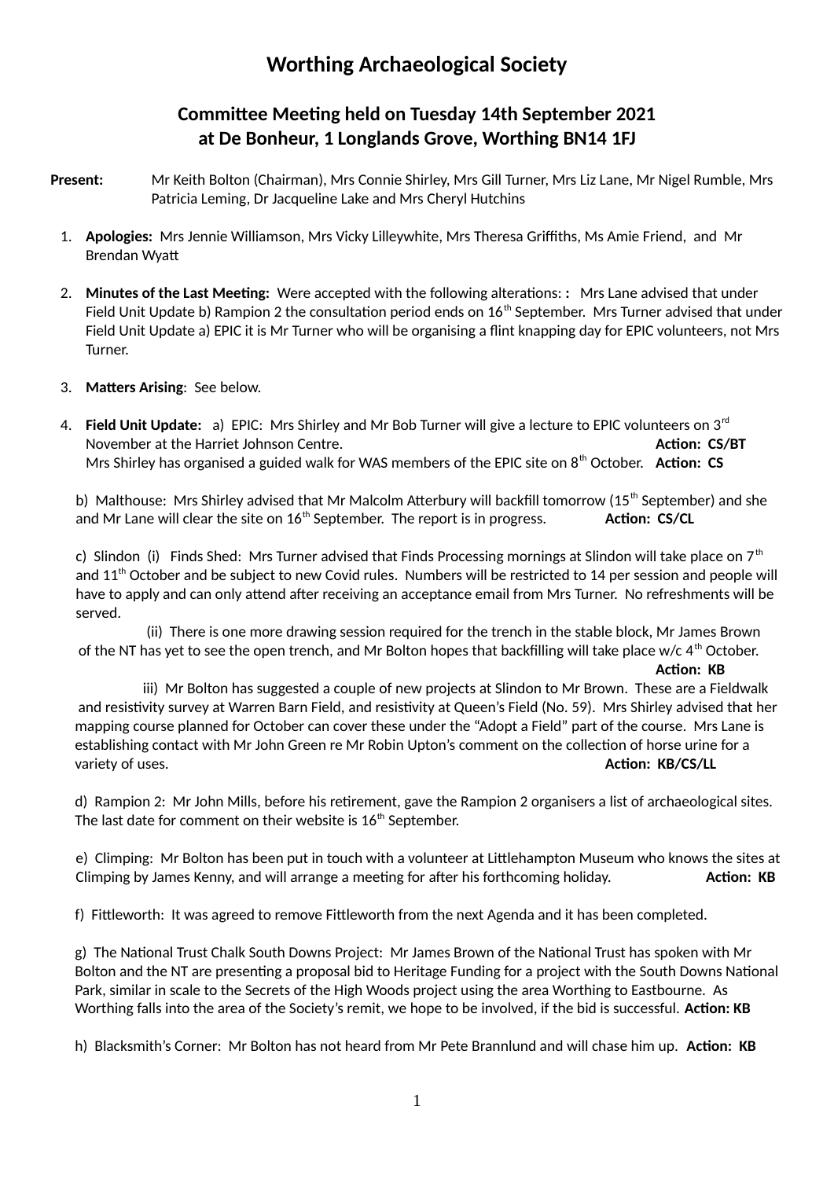# Worthing Archaeological Society

## Committee Meeting held on Tuesday 14th September 2021
## at De Bonheur, 1 Longlands Grove, Worthing BN14 1FJ

**Present:** Mr Keith Bolton (Chairman), Mrs Connie Shirley, Mrs Gill Turner, Mrs Liz Lane, Mr Nigel Rumble, Mrs Patricia Leming, Dr Jacqueline Lake and Mrs Cheryl Hutchins

1. **Apologies:** Mrs Jennie Williamson, Mrs Vicky Lilleywhite, Mrs Theresa Griffiths, Ms Amie Friend, and Mr Brendan Wyatt

2. **Minutes of the Last Meeting:** Were accepted with the following alterations: : Mrs Lane advised that under Field Unit Update b) Rampion 2 the consultation period ends on 16th September. Mrs Turner advised that under Field Unit Update a) EPIC it is Mr Turner who will be organising a flint knapping day for EPIC volunteers, not Mrs Turner.

3. **Matters Arising**: See below.

4. **Field Unit Update:** a) EPIC: Mrs Shirley and Mr Bob Turner will give a lecture to EPIC volunteers on 3rd November at the Harriet Johnson Centre. **Action: CS/BT**
   Mrs Shirley has organised a guided walk for WAS members of the EPIC site on 8th October. **Action: CS**

   b) Malthouse: Mrs Shirley advised that Mr Malcolm Atterbury will backfill tomorrow (15th September) and she and Mr Lane will clear the site on 16th September. The report is in progress. **Action: CS/CL**

   c) Slindon (i) Finds Shed: Mrs Turner advised that Finds Processing mornings at Slindon will take place on 7th and 11th October and be subject to new Covid rules. Numbers will be restricted to 14 per session and people will have to apply and can only attend after receiving an acceptance email from Mrs Turner. No refreshments will be served.

   (ii) There is one more drawing session required for the trench in the stable block, Mr James Brown of the NT has yet to see the open trench, and Mr Bolton hopes that backfilling will take place w/c 4th October. **Action: KB**

   iii) Mr Bolton has suggested a couple of new projects at Slindon to Mr Brown. These are a Fieldwalk and resistivity survey at Warren Barn Field, and resistivity at Queen's Field (No. 59). Mrs Shirley advised that her mapping course planned for October can cover these under the "Adopt a Field" part of the course. Mrs Lane is establishing contact with Mr John Green re Mr Robin Upton's comment on the collection of horse urine for a variety of uses. **Action: KB/CS/LL**

   d) Rampion 2: Mr John Mills, before his retirement, gave the Rampion 2 organisers a list of archaeological sites. The last date for comment on their website is 16th September.

   e) Climping: Mr Bolton has been put in touch with a volunteer at Littlehampton Museum who knows the sites at Climping by James Kenny, and will arrange a meeting for after his forthcoming holiday. **Action: KB**

   f) Fittleworth: It was agreed to remove Fittleworth from the next Agenda and it has been completed.

   g) The National Trust Chalk South Downs Project: Mr James Brown of the National Trust has spoken with Mr Bolton and the NT are presenting a proposal bid to Heritage Funding for a project with the South Downs National Park, similar in scale to the Secrets of the High Woods project using the area Worthing to Eastbourne. As Worthing falls into the area of the Society's remit, we hope to be involved, if the bid is successful. **Action: KB**

   h) Blacksmith's Corner: Mr Bolton has not heard from Mr Pete Brannlund and will chase him up. **Action: KB**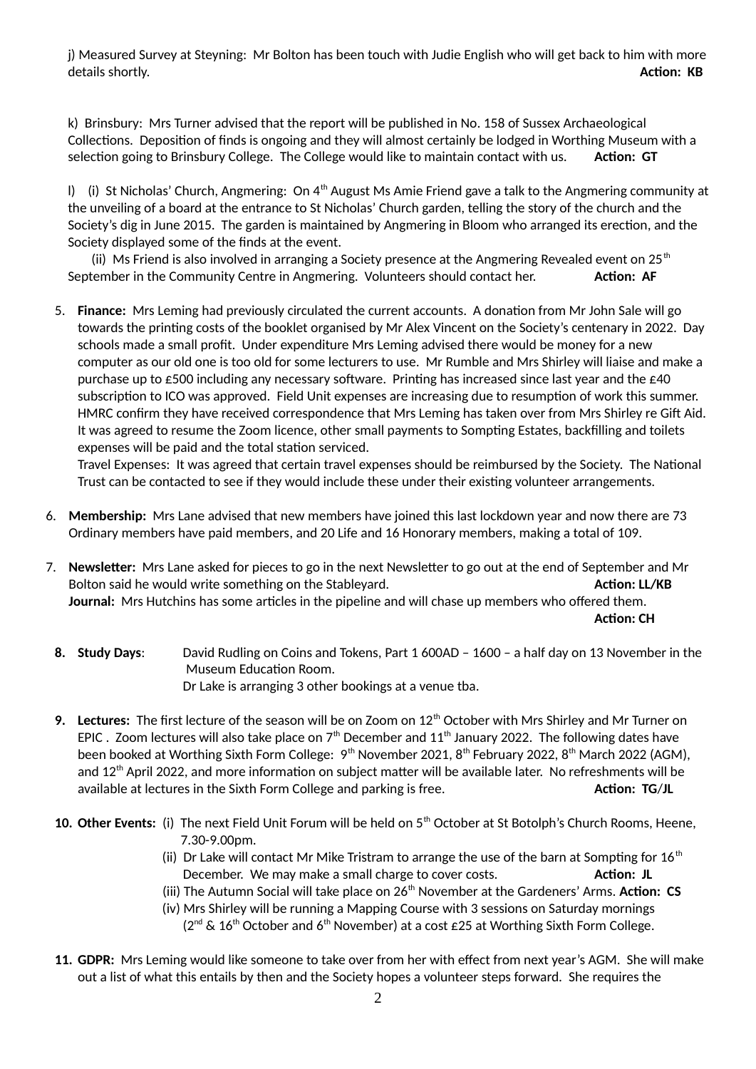j) Measured Survey at Steyning: Mr Bolton has been touch with Judie English who will get back to him with more details shortly. **Action: KB**

k) Brinsbury: Mrs Turner advised that the report will be published in No. 158 of Sussex Archaeological Collections. Deposition of finds is ongoing and they will almost certainly be lodged in Worthing Museum with a selection going to Brinsbury College. The College would like to maintain contact with us. **Action: GT**

l) (i) St Nicholas' Church, Angmering: On 4th August Ms Amie Friend gave a talk to the Angmering community at the unveiling of a board at the entrance to St Nicholas' Church garden, telling the story of the church and the Society's dig in June 2015. The garden is maintained by Angmering in Bloom who arranged its erection, and the Society displayed some of the finds at the event.

(ii) Ms Friend is also involved in arranging a Society presence at the Angmering Revealed event on 25th September in the Community Centre in Angmering. Volunteers should contact her. **Action: AF**

5. **Finance:** Mrs Leming had previously circulated the current accounts. A donation from Mr John Sale will go towards the printing costs of the booklet organised by Mr Alex Vincent on the Society's centenary in 2022. Day schools made a small profit. Under expenditure Mrs Leming advised there would be money for a new computer as our old one is too old for some lecturers to use. Mr Rumble and Mrs Shirley will liaise and make a purchase up to £500 including any necessary software. Printing has increased since last year and the £40 subscription to ICO was approved. Field Unit expenses are increasing due to resumption of work this summer. HMRC confirm they have received correspondence that Mrs Leming has taken over from Mrs Shirley re Gift Aid. It was agreed to resume the Zoom licence, other small payments to Sompting Estates, backfilling and toilets expenses will be paid and the total station serviced.

   Travel Expenses: It was agreed that certain travel expenses should be reimbursed by the Society. The National Trust can be contacted to see if they would include these under their existing volunteer arrangements.

6. **Membership:** Mrs Lane advised that new members have joined this last lockdown year and now there are 73 Ordinary members have paid members, and 20 Life and 16 Honorary members, making a total of 109.

7. **Newsletter:** Mrs Lane asked for pieces to go in the next Newsletter to go out at the end of September and Mr Bolton said he would write something on the Stableyard. **Action: LL/KB**

   **Journal:** Mrs Hutchins has some articles in the pipeline and will chase up members who offered them. **Action: CH**

8. **Study Days**: David Rudling on Coins and Tokens, Part 1 600AD – 1600 – a half day on 13 November in the Museum Education Room.
   Dr Lake is arranging 3 other bookings at a venue tba.

9. **Lectures:** The first lecture of the season will be on Zoom on 12th October with Mrs Shirley and Mr Turner on EPIC . Zoom lectures will also take place on 7th December and 11th January 2022. The following dates have been booked at Worthing Sixth Form College: 9th November 2021, 8th February 2022, 8th March 2022 (AGM), and 12th April 2022, and more information on subject matter will be available later. No refreshments will be available at lectures in the Sixth Form College and parking is free. **Action: TG/JL**

10. **Other Events:** (i) The next Field Unit Forum will be held on 5th October at St Botolph's Church Rooms, Heene, 7.30-9.00pm.
    (ii) Dr Lake will contact Mr Mike Tristram to arrange the use of the barn at Sompting for 16th December. We may make a small charge to cover costs. **Action: JL**
    (iii) The Autumn Social will take place on 26th November at the Gardeners' Arms. **Action: CS**
    (iv) Mrs Shirley will be running a Mapping Course with 3 sessions on Saturday mornings (2nd & 16th October and 6th November) at a cost £25 at Worthing Sixth Form College.

11. **GDPR:** Mrs Leming would like someone to take over from her with effect from next year's AGM. She will make out a list of what this entails by then and the Society hopes a volunteer steps forward. She requires the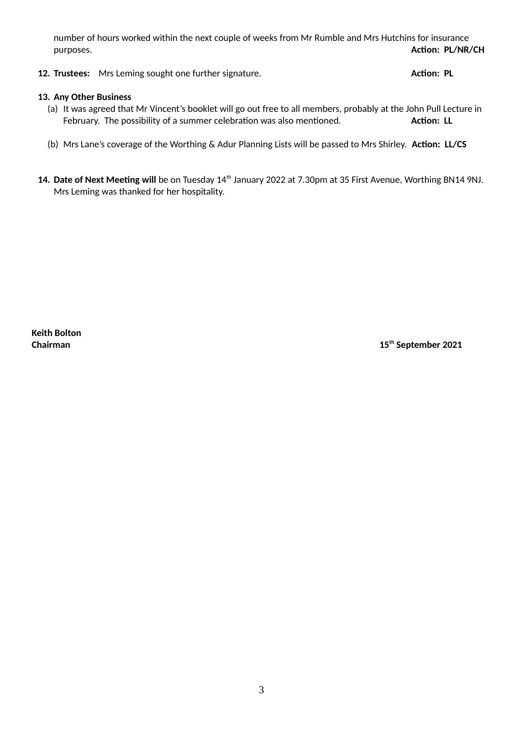number of hours worked within the next couple of weeks from Mr Rumble and Mrs Hutchins for insurance purposes. **Action: PL/NR/CH**

12. **Trustees:** Mrs Leming sought one further signature. **Action: PL**

13. **Any Other Business**
    (a) It was agreed that Mr Vincent's booklet will go out free to all members, probably at the John Pull Lecture in February. The possibility of a summer celebration was also mentioned. **Action: LL**

    (b) Mrs Lane's coverage of the Worthing & Adur Planning Lists will be passed to Mrs Shirley. **Action: LL/CS**

14. **Date of Next Meeting will** be on Tuesday 14th January 2022 at 7.30pm at 35 First Avenue, Worthing BN14 9NJ. Mrs Leming was thanked for her hospitality.

**Keith Bolton**
**Chairman** **15th September 2021**